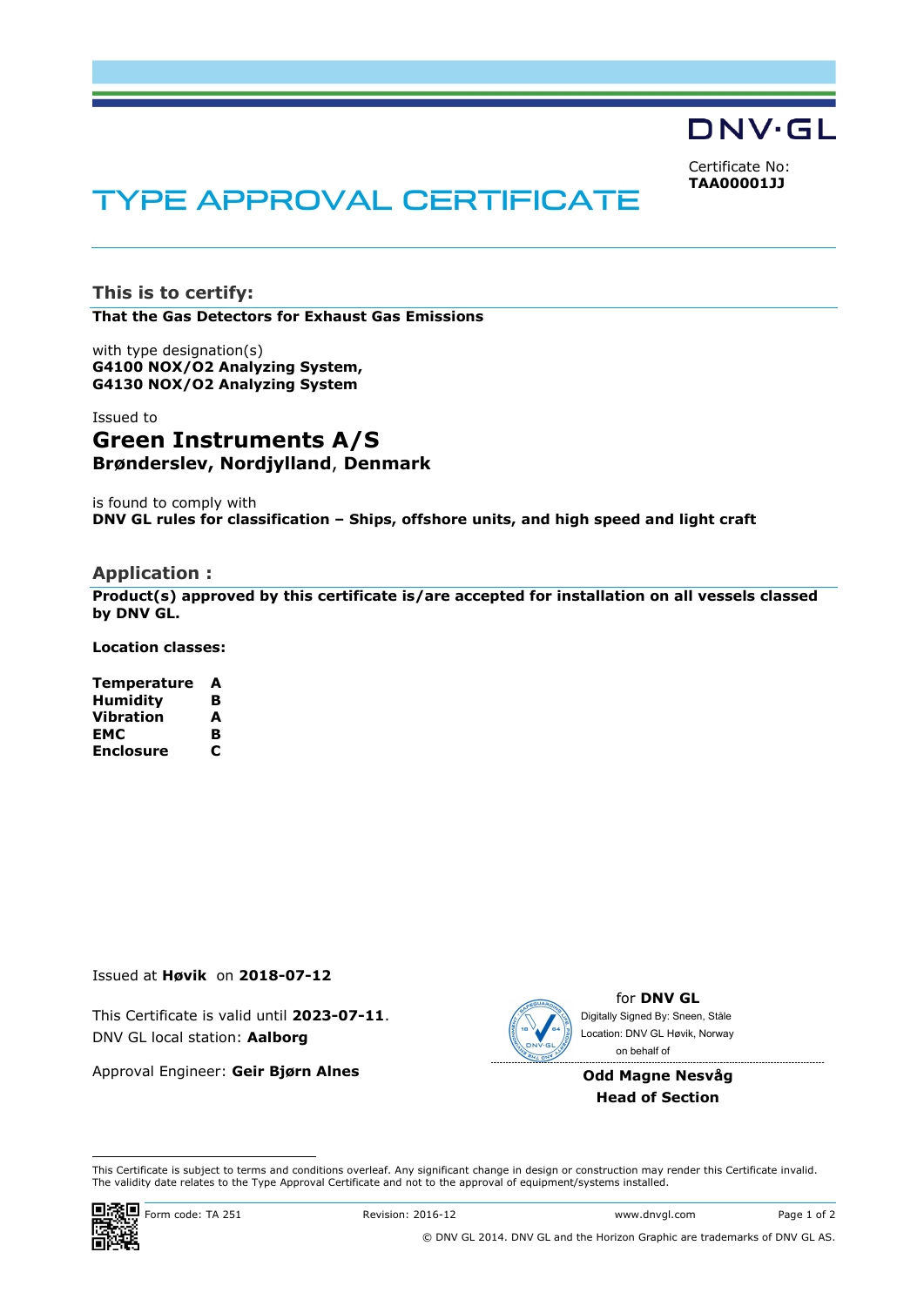DNV·GL

Certificate No:
**TAA00001JJ**

# TYPE APPROVAL CERTIFICATE

## This is to certify:

**That the Gas Detectors for Exhaust Gas Emissions**

with type designation(s)
**G4100 NOX/O2 Analyzing System,**
**G4130 NOX/O2 Analyzing System**

Issued to

### Green Instruments A/S
**Brønderslev, Nordjylland**, **Denmark**

is found to comply with
**DNV GL rules for classification – Ships, offshore units, and high speed and light craft**

## Application :

**Product(s) approved by this certificate is/are accepted for installation on all vessels classed by DNV GL.**

**Location classes:**

| | |
|---|---|
| **Temperature** | **A** |
| **Humidity** | **B** |
| **Vibration** | **A** |
| **EMC** | **B** |
| **Enclosure** | **C** |

Issued at **Høvik** on **2018-07-12**

This Certificate is valid until **2023-07-11**.
DNV GL local station: **Aalborg**

Approval Engineer: **Geir Bjørn Alnes**

for **DNV GL**
Digitally Signed By: Sneen, Ståle
Location: DNV GL Høvik, Norway
on behalf of

**Odd Magne Nesvåg**
**Head of Section**

This Certificate is subject to terms and conditions overleaf. Any significant change in design or construction may render this Certificate invalid. The validity date relates to the Type Approval Certificate and not to the approval of equipment/systems installed.

Form code: TA 251 Revision: 2016-12 www.dnvgl.com

© DNV GL 2014. DNV GL and the Horizon Graphic are trademarks of DNV GL AS.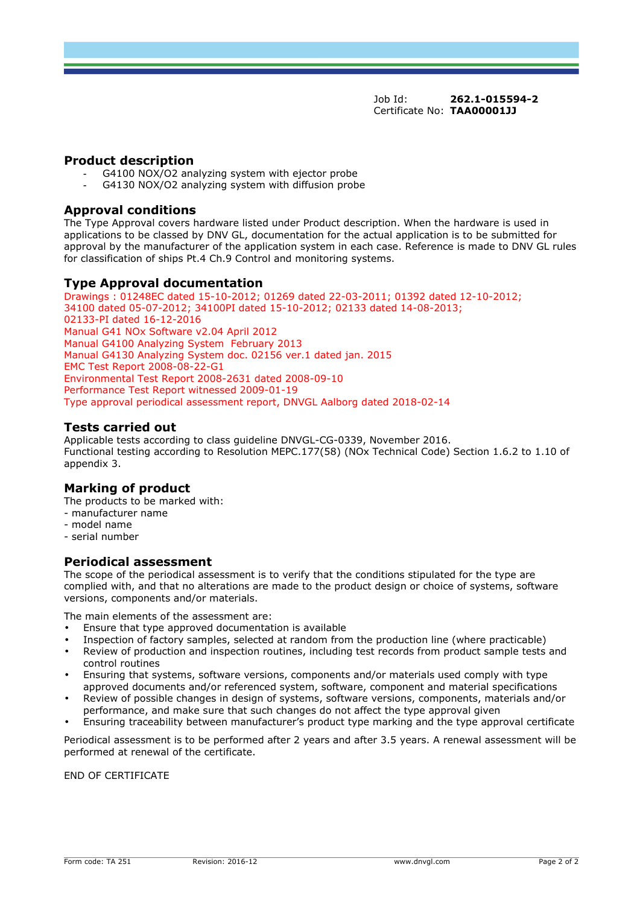Job Id: **262.1-015594-2**
Certificate No: **TAA00001JJ**

## Product description

- G4100 NOX/O2 analyzing system with ejector probe
- G4130 NOX/O2 analyzing system with diffusion probe

## Approval conditions

The Type Approval covers hardware listed under Product description. When the hardware is used in applications to be classed by DNV GL, documentation for the actual application is to be submitted for approval by the manufacturer of the application system in each case. Reference is made to DNV GL rules for classification of ships Pt.4 Ch.9 Control and monitoring systems.

## Type Approval documentation

Drawings : 01248EC dated 15-10-2012; 01269 dated 22-03-2011; 01392 dated 12-10-2012; 34100 dated 05-07-2012; 34100PI dated 15-10-2012; 02133 dated 14-08-2013; 02133-PI dated 16-12-2016
Manual G41 NOx Software v2.04 April 2012
Manual G4100 Analyzing System February 2013
Manual G4130 Analyzing System doc. 02156 ver.1 dated jan. 2015
EMC Test Report 2008-08-22-G1
Environmental Test Report 2008-2631 dated 2008-09-10
Performance Test Report witnessed 2009-01-19
Type approval periodical assessment report, DNVGL Aalborg dated 2018-02-14

## Tests carried out

Applicable tests according to class guideline DNVGL-CG-0339, November 2016.
Functional testing according to Resolution MEPC.177(58) (NOx Technical Code) Section 1.6.2 to 1.10 of appendix 3.

## Marking of product

The products to be marked with:
- manufacturer name
- model name
- serial number

## Periodical assessment

The scope of the periodical assessment is to verify that the conditions stipulated for the type are complied with, and that no alterations are made to the product design or choice of systems, software versions, components and/or materials.

The main elements of the assessment are:

- Ensure that type approved documentation is available
- Inspection of factory samples, selected at random from the production line (where practicable)
- Review of production and inspection routines, including test records from product sample tests and control routines
- Ensuring that systems, software versions, components and/or materials used comply with type approved documents and/or referenced system, software, component and material specifications
- Review of possible changes in design of systems, software versions, components, materials and/or performance, and make sure that such changes do not affect the type approval given
- Ensuring traceability between manufacturer's product type marking and the type approval certificate

Periodical assessment is to be performed after 2 years and after 3.5 years. A renewal assessment will be performed at renewal of the certificate.

END OF CERTIFICATE